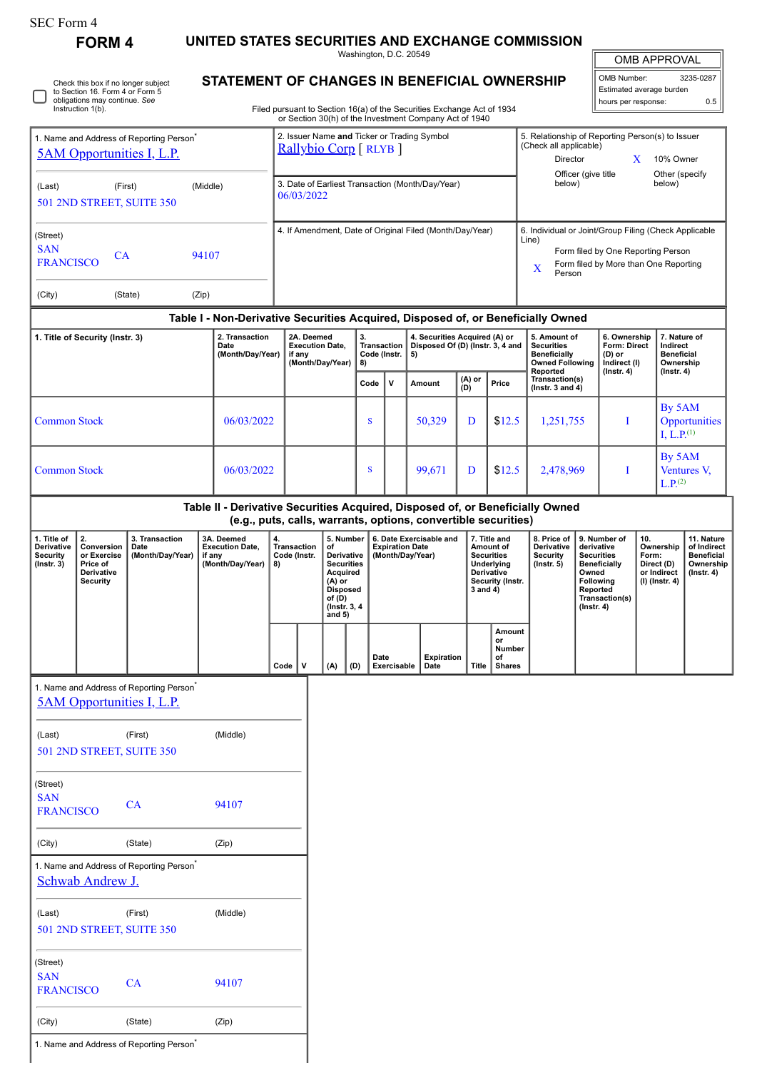SEC Form 4

**FORM 4**

# UNITED STATES SECURITIES AND EXCHANGE COMMISSION

Washington, D.C. 20549

## STATEMENT OF CHANGES IN BENEFICIAL OWNERSHIP

Filed pursuant to Section 16(a) of the Securities Exchange Act of 1934 or Section 30(h) of the Investment Company Act of 1940

| OMB APPROVAL | |
|---|---|
| OMB Number: | 3235-0287 |
| Estimated average burden | |
| hours per response: | 0.5 |

☐ Check this box if no longer subject to Section 16. Form 4 or Form 5 obligations may continue. *See* Instruction 1(b).

| 1. Name and Address of Reporting Person* | 2. Issuer Name **and** Ticker or Trading Symbol | 5. Relationship of Reporting Person(s) to Issuer (Check all applicable) |
|---|---|---|
| 5AM Opportunities I, L.P. | Rallybio Corp [ RLYB ] | Director / X 10% Owner / Officer (give title below) / Other (specify below) |
| (Last) (First) (Middle) 501 2ND STREET, SUITE 350 | 3. Date of Earliest Transaction (Month/Day/Year) 06/03/2022 | |
| (Street) SAN FRANCISCO CA 94107 (City) (State) (Zip) | 4. If Amendment, Date of Original Filed (Month/Day/Year) | 6. Individual or Joint/Group Filing (Check Applicable Line) Form filed by One Reporting Person / X Form filed by More than One Reporting Person |

### Table I - Non-Derivative Securities Acquired, Disposed of, or Beneficially Owned

| 1. Title of Security (Instr. 3) | 2. Transaction Date (Month/Day/Year) | 2A. Deemed Execution Date, if any (Month/Day/Year) | 3. Transaction Code (Instr. 8) | | 4. Securities Acquired (A) or Disposed Of (D) (Instr. 3, 4 and 5) | | | 5. Amount of Securities Beneficially Owned Following Reported Transaction(s) (Instr. 3 and 4) | 6. Ownership Form: Direct (D) or Indirect (I) (Instr. 4) | 7. Nature of Indirect Beneficial Ownership (Instr. 4) |
|---|---|---|---|---|---|---|---|---|---|---|
| | | | Code | V | Amount | (A) or (D) | Price | | | |
| Common Stock | 06/03/2022 | | S | | 50,329 | D | $12.5 | 1,251,755 | I | By 5AM Opportunities I, L.P.[1] |
| Common Stock | 06/03/2022 | | S | | 99,671 | D | $12.5 | 2,478,969 | I | By 5AM Ventures V, L.P.[2] |

### Table II - Derivative Securities Acquired, Disposed of, or Beneficially Owned (e.g., puts, calls, warrants, options, convertible securities)

| 1. Title of Derivative Security (Instr. 3) | 2. Conversion or Exercise Price of Derivative Security | 3. Transaction Date (Month/Day/Year) | 3A. Deemed Execution Date, if any (Month/Day/Year) | 4. Transaction Code (Instr. 8) | | 5. Number of Derivative Securities Acquired (A) or Disposed of (D) (Instr. 3, 4 and 5) | | 6. Date Exercisable and Expiration Date (Month/Day/Year) | | 7. Title and Amount of Securities Underlying Derivative Security (Instr. 3 and 4) | | 8. Price of Derivative Security (Instr. 5) | 9. Number of derivative Securities Beneficially Owned Following Reported Transaction(s) (Instr. 4) | 10. Ownership Form: Direct (D) or Indirect (I) (Instr. 4) | 11. Nature of Indirect Beneficial Ownership (Instr. 4) |
|---|---|---|---|---|---|---|---|---|---|---|---|---|---|---|---|
| | | | | Code | V | (A) | (D) | Date Exercisable | Expiration Date | Title | Amount or Number of Shares | | | | |

1. Name and Address of Reporting Person*

5AM Opportunities I, L.P.

(Last) (First) (Middle)

501 2ND STREET, SUITE 350

(Street)

SAN FRANCISCO CA 94107

(City) (State) (Zip)

1. Name and Address of Reporting Person*

Schwab Andrew J.

(Last) (First) (Middle)

501 2ND STREET, SUITE 350

(Street)

SAN FRANCISCO CA 94107

(City) (State) (Zip)

1. Name and Address of Reporting Person*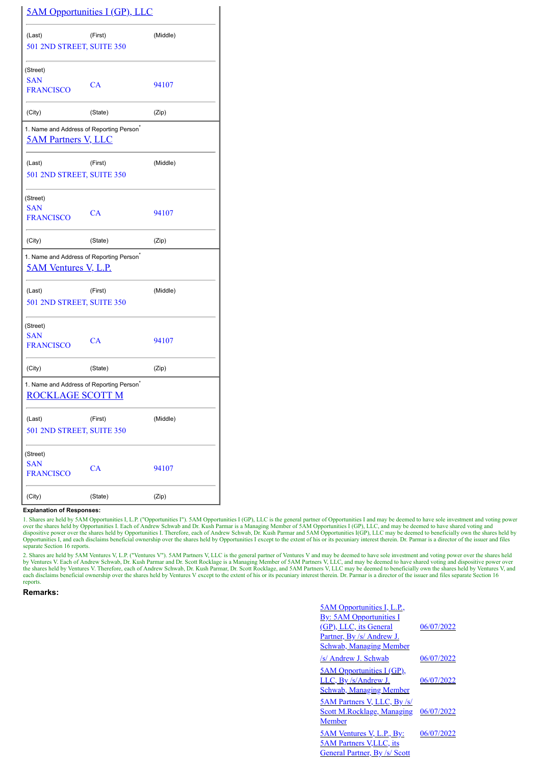| 5AM Opportunities I (GP), LLC | | |
|---|---|---|
| (Last) | (First) | (Middle) |
| 501 2ND STREET, SUITE 350 | | |
| (Street) | | |
| SAN FRANCISCO | CA | 94107 |
| (City) | (State) | (Zip) |

| 1. Name and Address of Reporting Person* | | |
|---|---|---|
| 5AM Partners V, LLC | | |
| (Last) | (First) | (Middle) |
| 501 2ND STREET, SUITE 350 | | |
| (Street) | | |
| SAN FRANCISCO | CA | 94107 |
| (City) | (State) | (Zip) |

| 1. Name and Address of Reporting Person* | | |
|---|---|---|
| 5AM Ventures V, L.P. | | |
| (Last) | (First) | (Middle) |
| 501 2ND STREET, SUITE 350 | | |
| (Street) | | |
| SAN FRANCISCO | CA | 94107 |
| (City) | (State) | (Zip) |

| 1. Name and Address of Reporting Person* | | |
|---|---|---|
| ROCKLAGE SCOTT M | | |
| (Last) | (First) | (Middle) |
| 501 2ND STREET, SUITE 350 | | |
| (Street) | | |
| SAN FRANCISCO | CA | 94107 |
| (City) | (State) | (Zip) |

**Explanation of Responses:**

1. Shares are held by 5AM Opportunities I, L.P. ("Opportunities I"). 5AM Opportunities I (GP), LLC is the general partner of Opportunities I and may be deemed to have sole investment and voting power over the shares held by Opportunities I. Each of Andrew Schwab and Dr. Kush Parmar is a Managing Member of 5AM Opportunities I (GP), LLC, and may be deemed to have shared voting and dispositive power over the shares held by Opportunities I. Therefore, each of Andrew Schwab, Dr. Kush Parmar and 5AM Opportunities I(GP), LLC may be deemed to beneficially own the shares held by Opportunities I, and each disclaims beneficial ownership over the shares held by Opportunities I except to the extent of his or its pecuniary interest therein. Dr. Parmar is a director of the issuer and files separate Section 16 reports.

2. Shares are held by 5AM Ventures V, L.P. ("Ventures V"). 5AM Partners V, LLC is the general partner of Ventures V and may be deemed to have sole investment and voting power over the shares held by Ventures V. Each of Andrew Schwab, Dr. Kush Parmar and Dr. Scott Rocklage is a Managing Member of 5AM Partners V, LLC, and may be deemed to have shared voting and dispositive power over the shares held by Ventures V. Therefore, each of Andrew Schwab, Dr. Kush Parmar, Dr. Scott Rocklage, and 5AM Partners V, LLC may be deemed to beneficially own the shares held by Ventures V, and each disclaims beneficial ownership over the shares held by Ventures V except to the extent of his or its pecuniary interest therein. Dr. Parmar is a director of the issuer and files separate Section 16 reports.

**Remarks:**

| | |
|---|---|
| 5AM Opportunities I, L.P., By: 5AM Opportunities I (GP), LLC, its General Partner, By /s/ Andrew J. Schwab, Managing Member | 06/07/2022 |
| /s/ Andrew J. Schwab | 06/07/2022 |
| 5AM Opportunities I (GP), LLC, By /s/Andrew J. Schwab, Managing Member | 06/07/2022 |
| 5AM Partners V, LLC, By /s/ Scott M.Rocklage, Managing Member | 06/07/2022 |
| 5AM Ventures V, L.P., By: 5AM Partners V,LLC, its General Partner, By /s/ Scott | 06/07/2022 |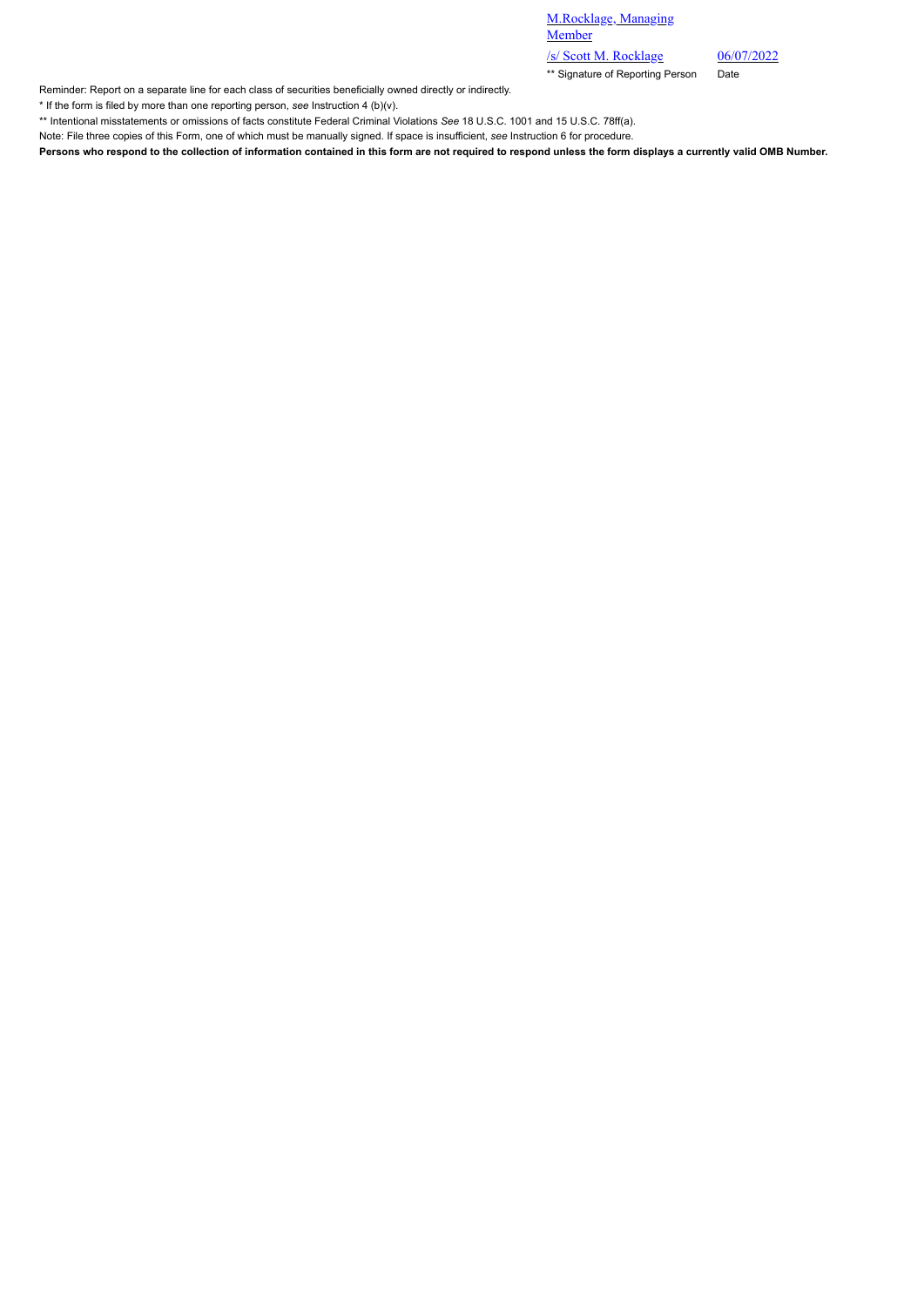M.Rocklage, Managing Member

/s/ Scott M. Rocklage 06/07/2022

** Signature of Reporting Person Date

Reminder: Report on a separate line for each class of securities beneficially owned directly or indirectly.

* If the form is filed by more than one reporting person, *see* Instruction 4 (b)(v).

** Intentional misstatements or omissions of facts constitute Federal Criminal Violations *See* 18 U.S.C. 1001 and 15 U.S.C. 78ff(a).

Note: File three copies of this Form, one of which must be manually signed. If space is insufficient, *see* Instruction 6 for procedure.

**Persons who respond to the collection of information contained in this form are not required to respond unless the form displays a currently valid OMB Number.**